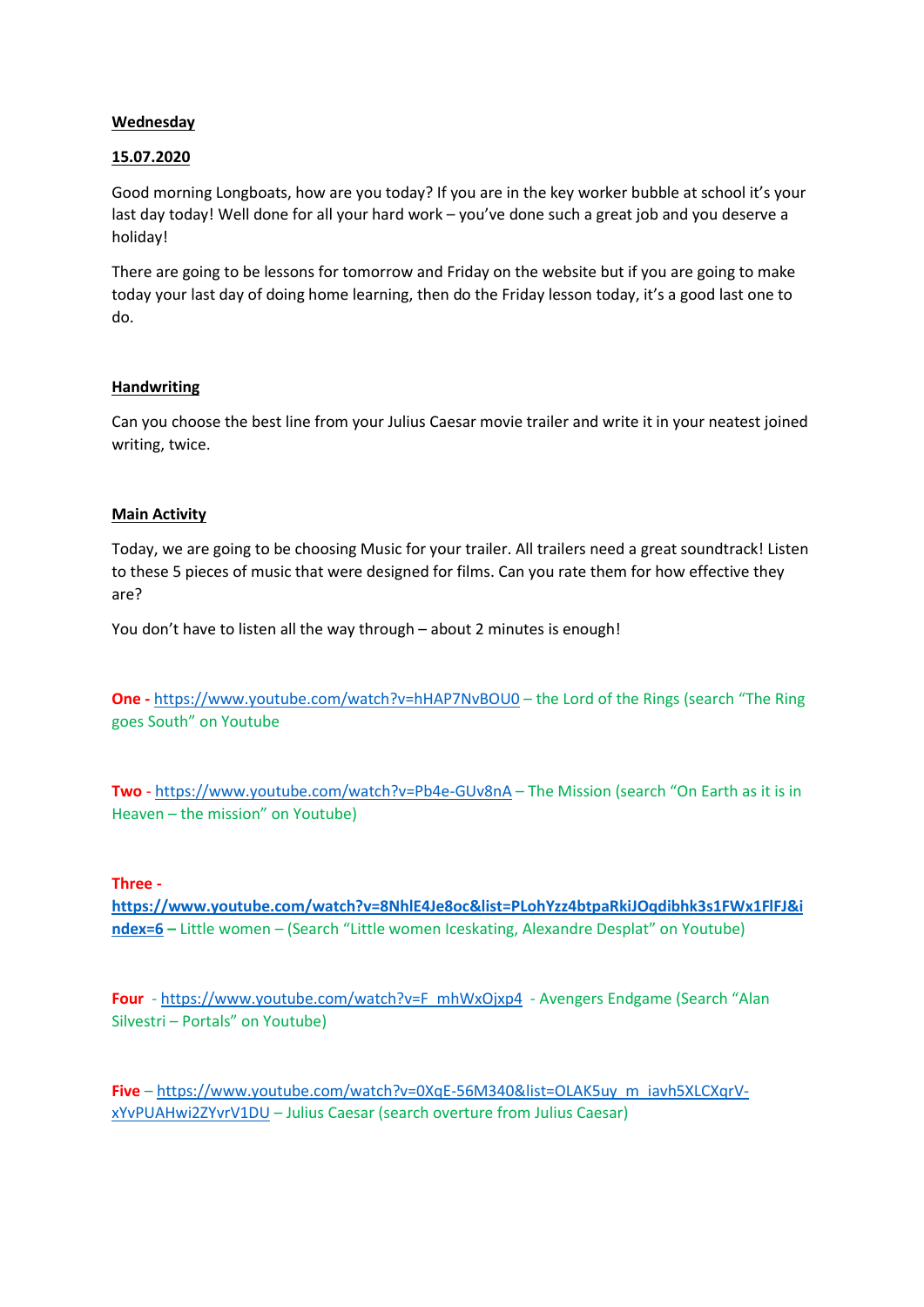**Wednesday**

**15.07.2020**

Good morning Longboats, how are you today? If you are in the key worker bubble at school it's your last day today! Well done for all your hard work – you've done such a great job and you deserve a holiday!

There are going to be lessons for tomorrow and Friday on the website but if you are going to make today your last day of doing home learning, then do the Friday lesson today, it's a good last one to do.

**Handwriting**

Can you choose the best line from your Julius Caesar movie trailer and write it in your neatest joined writing, twice.

**Main Activity**

Today, we are going to be choosing Music for your trailer. All trailers need a great soundtrack! Listen to these 5 pieces of music that were designed for films. Can you rate them for how effective they are?

You don't have to listen all the way through – about 2 minutes is enough!

**One** - https://www.youtube.com/watch?v=hHAP7NvBOU0 – the Lord of the Rings (search "The Ring goes South" on Youtube

**Two** - https://www.youtube.com/watch?v=Pb4e-GUv8nA – The Mission (search "On Earth as it is in Heaven – the mission" on Youtube)

**Three** - **https://www.youtube.com/watch?v=8NhlE4Je8oc&list=PLohYzz4btpaRkiJOqdibhk3s1FWx1FlFJ&index=6** – Little women – (Search "Little women Iceskating, Alexandre Desplat" on Youtube)

**Four** - https://www.youtube.com/watch?v=F_mhWxOjxp4 - Avengers Endgame (Search "Alan Silvestri – Portals" on Youtube)

**Five** – https://www.youtube.com/watch?v=0XqE-56M340&list=OLAK5uy_m_iavh5XLCXqrV-xYvPUAHwi2ZYvrV1DU – Julius Caesar (search overture from Julius Caesar)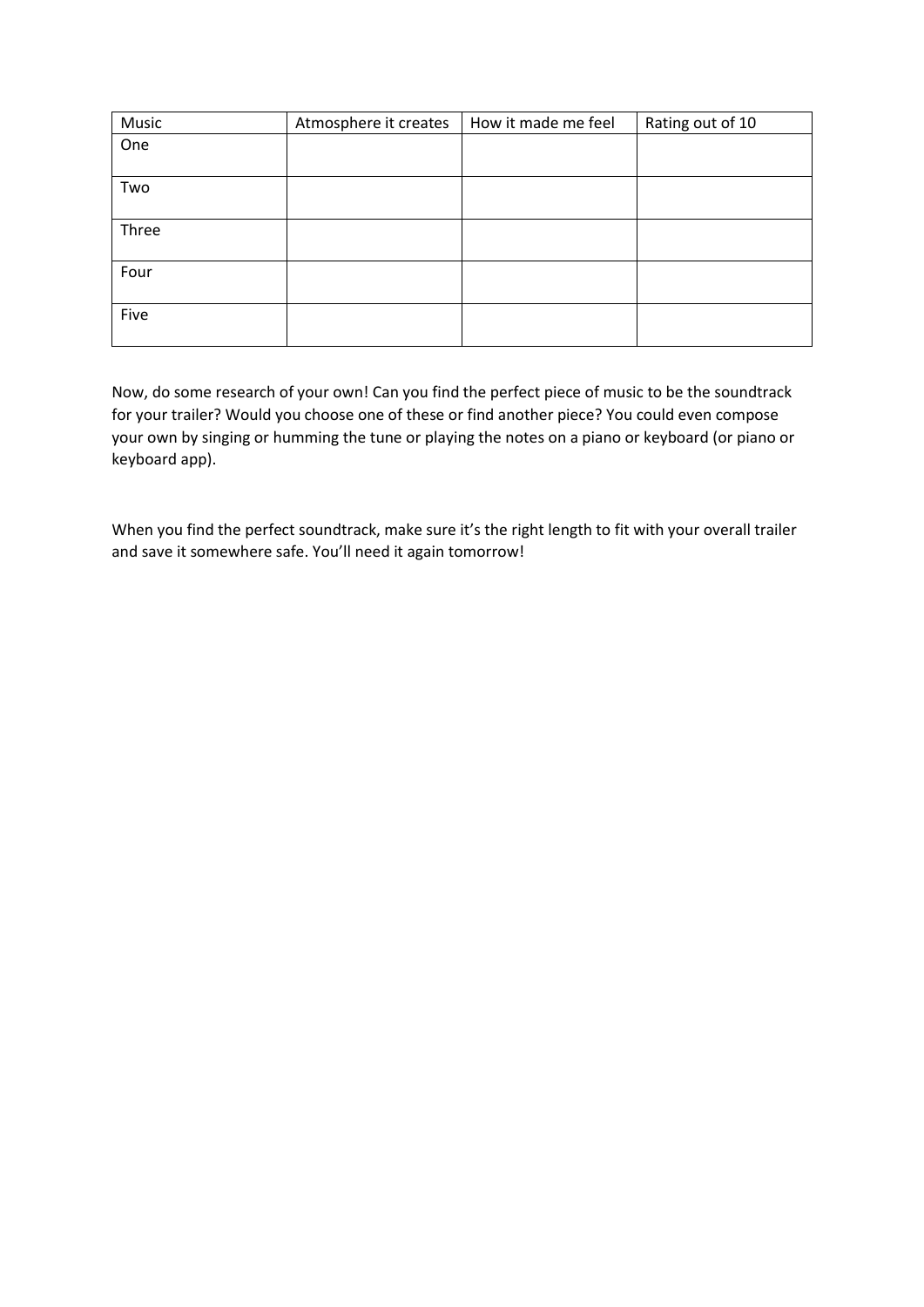| Music | Atmosphere it creates | How it made me feel | Rating out of 10 |
|---|---|---|---|
| One | | | |
| Two | | | |
| Three | | | |
| Four | | | |
| Five | | | |

Now, do some research of your own! Can you find the perfect piece of music to be the soundtrack for your trailer? Would you choose one of these or find another piece? You could even compose your own by singing or humming the tune or playing the notes on a piano or keyboard (or piano or keyboard app).

When you find the perfect soundtrack, make sure it's the right length to fit with your overall trailer and save it somewhere safe. You'll need it again tomorrow!